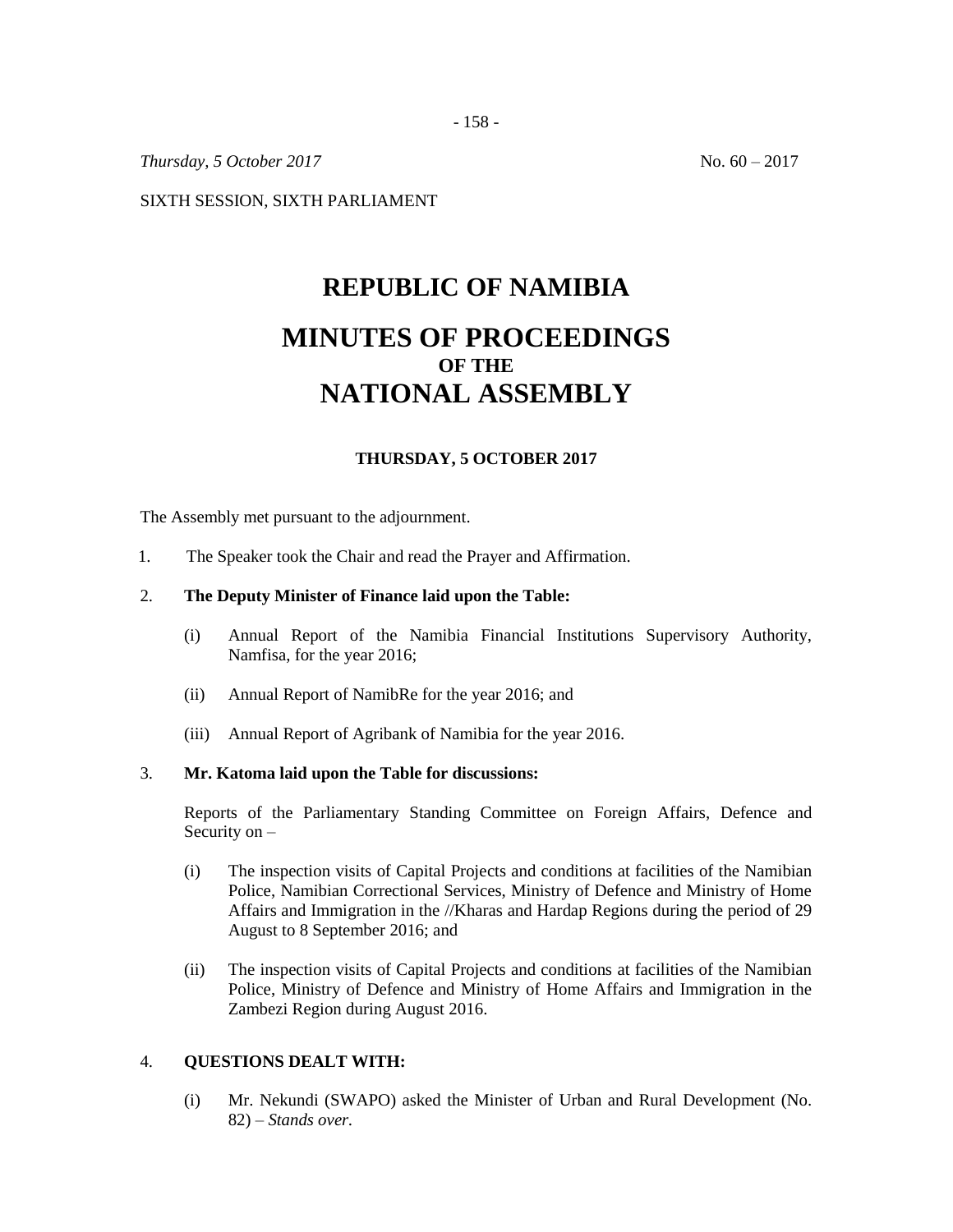*Thursday, 5 October 2017* No. 60 – 2017

SIXTH SESSION, SIXTH PARLIAMENT

# REPUBLIC OF NAMIBIA

# MINUTES OF PROCEEDINGS
## OF THE
# NATIONAL ASSEMBLY

### THURSDAY, 5 OCTOBER 2017

The Assembly met pursuant to the adjournment.

1. The Speaker took the Chair and read the Prayer and Affirmation.

2. **The Deputy Minister of Finance laid upon the Table:**

   (i) Annual Report of the Namibia Financial Institutions Supervisory Authority, Namfisa, for the year 2016;

   (ii) Annual Report of NamibRe for the year 2016; and

   (iii) Annual Report of Agribank of Namibia for the year 2016.

3. **Mr. Katoma laid upon the Table for discussions:**

   Reports of the Parliamentary Standing Committee on Foreign Affairs, Defence and Security on –

   (i) The inspection visits of Capital Projects and conditions at facilities of the Namibian Police, Namibian Correctional Services, Ministry of Defence and Ministry of Home Affairs and Immigration in the //Kharas and Hardap Regions during the period of 29 August to 8 September 2016; and

   (ii) The inspection visits of Capital Projects and conditions at facilities of the Namibian Police, Ministry of Defence and Ministry of Home Affairs and Immigration in the Zambezi Region during August 2016.

4. **QUESTIONS DEALT WITH:**

   (i) Mr. Nekundi (SWAPO) asked the Minister of Urban and Rural Development (No. 82) – *Stands over.*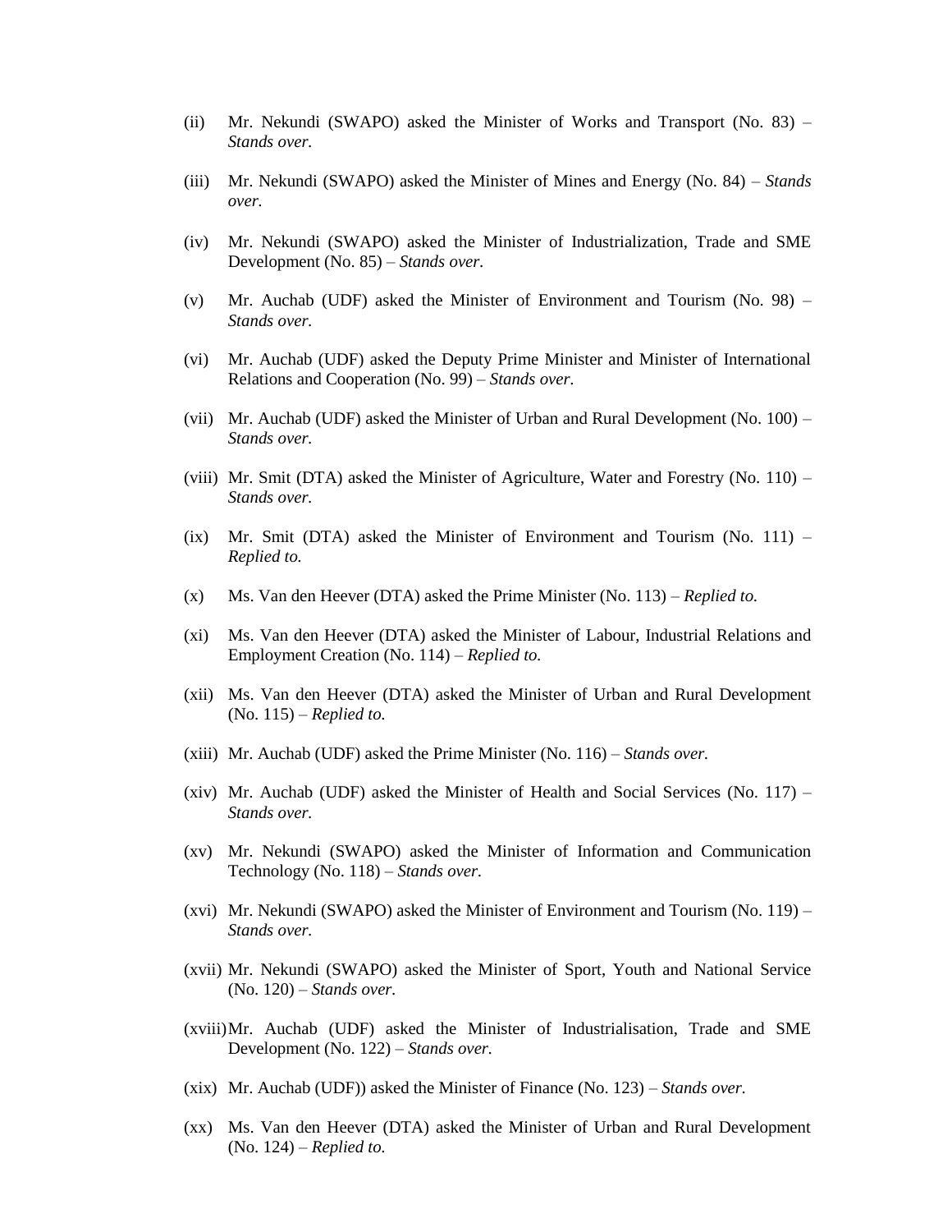(ii) Mr. Nekundi (SWAPO) asked the Minister of Works and Transport (No. 83) – *Stands over.*

(iii) Mr. Nekundi (SWAPO) asked the Minister of Mines and Energy (No. 84) – *Stands over.*

(iv) Mr. Nekundi (SWAPO) asked the Minister of Industrialization, Trade and SME Development (No. 85) – *Stands over.*

(v) Mr. Auchab (UDF) asked the Minister of Environment and Tourism (No. 98) – *Stands over.*

(vi) Mr. Auchab (UDF) asked the Deputy Prime Minister and Minister of International Relations and Cooperation (No. 99) – *Stands over.*

(vii) Mr. Auchab (UDF) asked the Minister of Urban and Rural Development (No. 100) – *Stands over.*

(viii) Mr. Smit (DTA) asked the Minister of Agriculture, Water and Forestry (No. 110) – *Stands over.*

(ix) Mr. Smit (DTA) asked the Minister of Environment and Tourism (No. 111) – *Replied to.*

(x) Ms. Van den Heever (DTA) asked the Prime Minister (No. 113) – *Replied to.*

(xi) Ms. Van den Heever (DTA) asked the Minister of Labour, Industrial Relations and Employment Creation (No. 114) – *Replied to.*

(xii) Ms. Van den Heever (DTA) asked the Minister of Urban and Rural Development (No. 115) – *Replied to.*

(xiii) Mr. Auchab (UDF) asked the Prime Minister (No. 116) – *Stands over.*

(xiv) Mr. Auchab (UDF) asked the Minister of Health and Social Services (No. 117) – *Stands over.*

(xv) Mr. Nekundi (SWAPO) asked the Minister of Information and Communication Technology (No. 118) – *Stands over.*

(xvi) Mr. Nekundi (SWAPO) asked the Minister of Environment and Tourism (No. 119) – *Stands over.*

(xvii) Mr. Nekundi (SWAPO) asked the Minister of Sport, Youth and National Service (No. 120) – *Stands over.*

(xviii) Mr. Auchab (UDF) asked the Minister of Industrialisation, Trade and SME Development (No. 122) – *Stands over.*

(xix) Mr. Auchab (UDF)) asked the Minister of Finance (No. 123) – *Stands over.*

(xx) Ms. Van den Heever (DTA) asked the Minister of Urban and Rural Development (No. 124) – *Replied to.*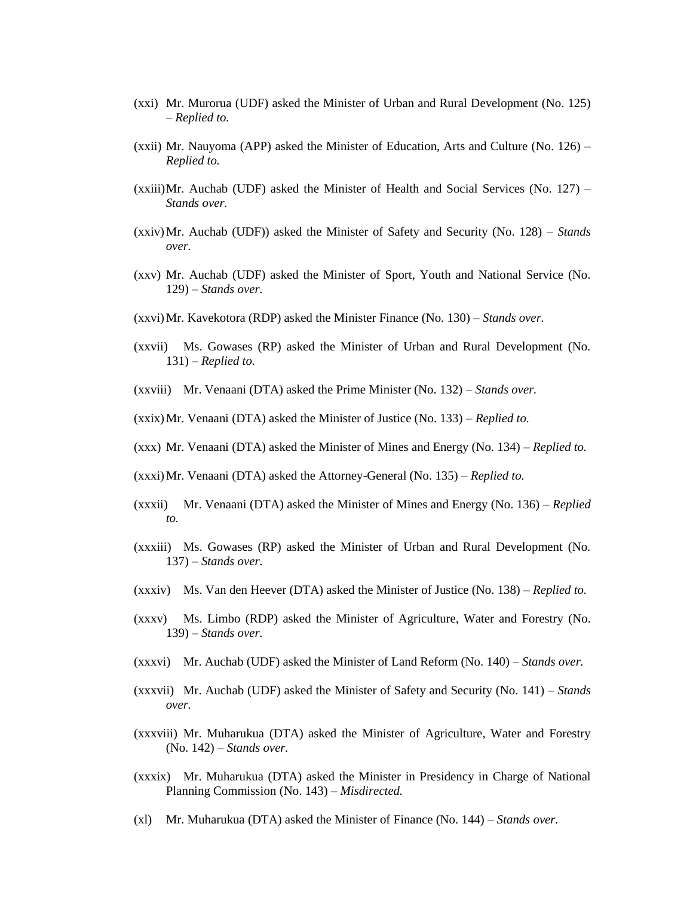(xxi) Mr. Murorua (UDF) asked the Minister of Urban and Rural Development (No. 125) – *Replied to.*

(xxii) Mr. Nauyoma (APP) asked the Minister of Education, Arts and Culture (No. 126) – *Replied to.*

(xxiii) Mr. Auchab (UDF) asked the Minister of Health and Social Services (No. 127) – *Stands over.*

(xxiv) Mr. Auchab (UDF)) asked the Minister of Safety and Security (No. 128) – *Stands over.*

(xxv) Mr. Auchab (UDF) asked the Minister of Sport, Youth and National Service (No. 129) – *Stands over.*

(xxvi) Mr. Kavekotora (RDP) asked the Minister Finance (No. 130) – *Stands over.*

(xxvii) Ms. Gowases (RP) asked the Minister of Urban and Rural Development (No. 131) – *Replied to.*

(xxviii) Mr. Venaani (DTA) asked the Prime Minister (No. 132) – *Stands over.*

(xxix) Mr. Venaani (DTA) asked the Minister of Justice (No. 133) – *Replied to.*

(xxx) Mr. Venaani (DTA) asked the Minister of Mines and Energy (No. 134) – *Replied to.*

(xxxi) Mr. Venaani (DTA) asked the Attorney-General (No. 135) – *Replied to.*

(xxxii) Mr. Venaani (DTA) asked the Minister of Mines and Energy (No. 136) – *Replied to.*

(xxxiii) Ms. Gowases (RP) asked the Minister of Urban and Rural Development (No. 137) – *Stands over.*

(xxxiv) Ms. Van den Heever (DTA) asked the Minister of Justice (No. 138) – *Replied to.*

(xxxv) Ms. Limbo (RDP) asked the Minister of Agriculture, Water and Forestry (No. 139) – *Stands over.*

(xxxvi) Mr. Auchab (UDF) asked the Minister of Land Reform (No. 140) – *Stands over.*

(xxxvii) Mr. Auchab (UDF) asked the Minister of Safety and Security (No. 141) – *Stands over.*

(xxxviii) Mr. Muharukua (DTA) asked the Minister of Agriculture, Water and Forestry (No. 142) – *Stands over.*

(xxxix) Mr. Muharukua (DTA) asked the Minister in Presidency in Charge of National Planning Commission (No. 143) – *Misdirected.*

(xl) Mr. Muharukua (DTA) asked the Minister of Finance (No. 144) – *Stands over.*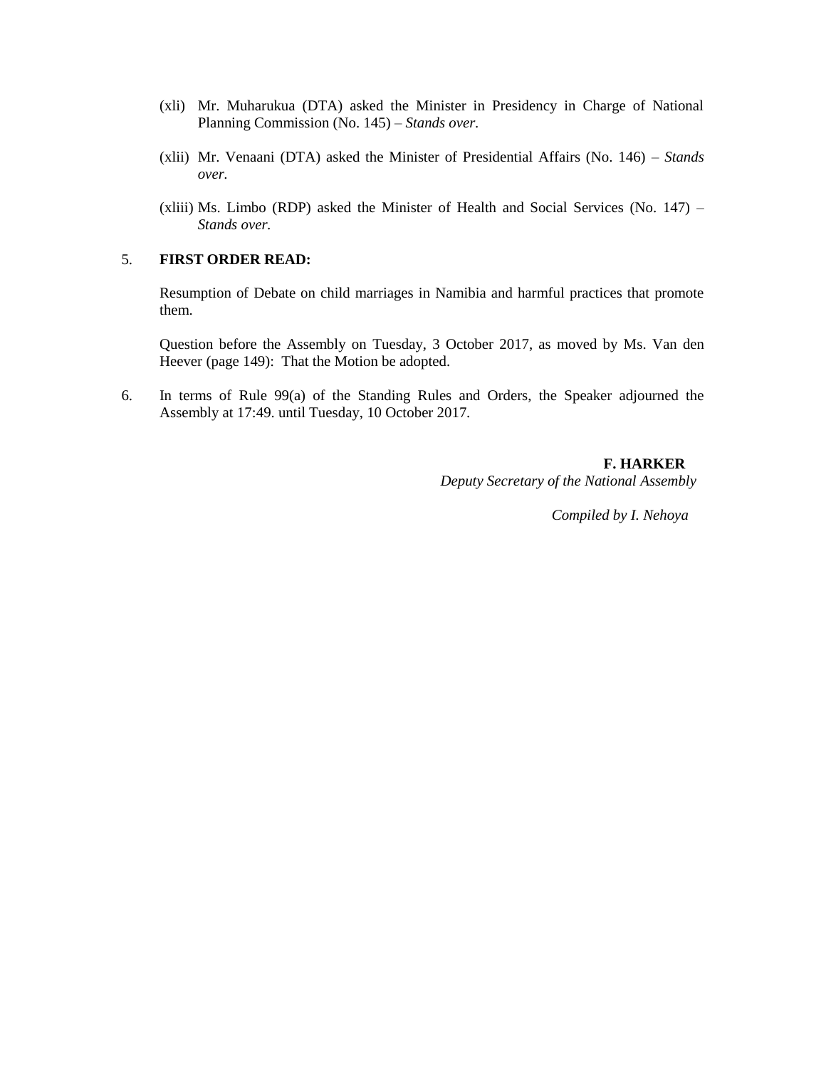(xli) Mr. Muharukua (DTA) asked the Minister in Presidency in Charge of National Planning Commission (No. 145) – *Stands over*.

(xlii) Mr. Venaani (DTA) asked the Minister of Presidential Affairs (No. 146) – *Stands over.*

(xliii) Ms. Limbo (RDP) asked the Minister of Health and Social Services (No. 147) – *Stands over.*

5. **FIRST ORDER READ:**

Resumption of Debate on child marriages in Namibia and harmful practices that promote them.

Question before the Assembly on Tuesday, 3 October 2017, as moved by Ms. Van den Heever (page 149): That the Motion be adopted.

6. In terms of Rule 99(a) of the Standing Rules and Orders, the Speaker adjourned the Assembly at 17:49. until Tuesday, 10 October 2017.

**F. HARKER**
*Deputy Secretary of the National Assembly*

*Compiled by I. Nehoya*